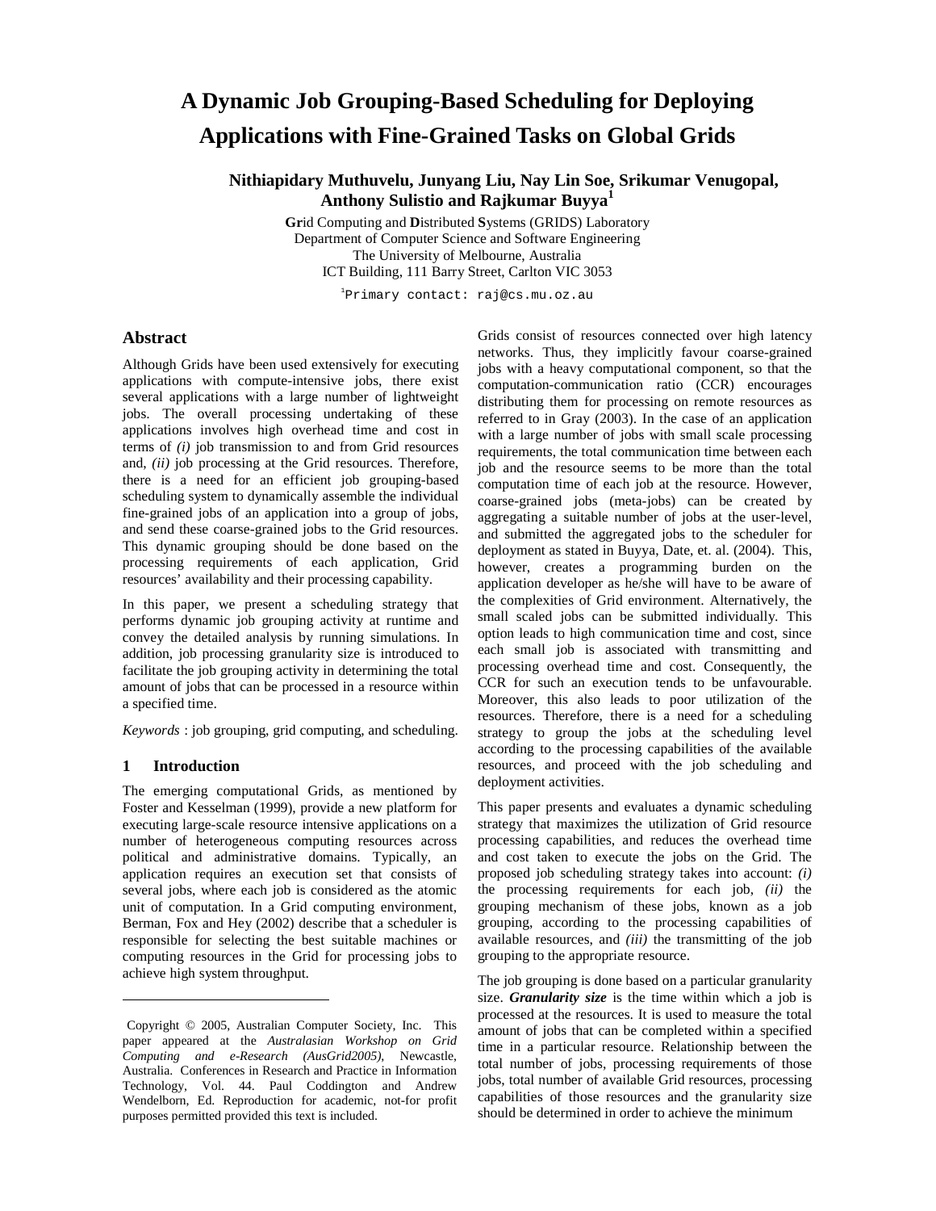# A Dynamic Job Grouping-Based Scheduling for Deploying Applications with Fine-Grained Tasks on Global Grids

**Nithiapidary Muthuvelu, Junyang Liu, Nay Lin Soe, Srikumar Venugopal, Anthony Sulistio and Rajkumar Buyya[1]**

**Gr**id Computing and **D**istributed **S**ystems (GRIDS) Laboratory
Department of Computer Science and Software Engineering
The University of Melbourne, Australia
ICT Building, 111 Barry Street, Carlton VIC 3053

[1]Primary contact: raj@cs.mu.oz.au

## Abstract

Although Grids have been used extensively for executing applications with compute-intensive jobs, there exist several applications with a large number of lightweight jobs. The overall processing undertaking of these applications involves high overhead time and cost in terms of *(i)* job transmission to and from Grid resources and, *(ii)* job processing at the Grid resources. Therefore, there is a need for an efficient job grouping-based scheduling system to dynamically assemble the individual fine-grained jobs of an application into a group of jobs, and send these coarse-grained jobs to the Grid resources. This dynamic grouping should be done based on the processing requirements of each application, Grid resources' availability and their processing capability.

In this paper, we present a scheduling strategy that performs dynamic job grouping activity at runtime and convey the detailed analysis by running simulations. In addition, job processing granularity size is introduced to facilitate the job grouping activity in determining the total amount of jobs that can be processed in a resource within a specified time.

*Keywords* : job grouping, grid computing, and scheduling.

## 1 Introduction

The emerging computational Grids, as mentioned by Foster and Kesselman (1999), provide a new platform for executing large-scale resource intensive applications on a number of heterogeneous computing resources across political and administrative domains. Typically, an application requires an execution set that consists of several jobs, where each job is considered as the atomic unit of computation. In a Grid computing environment, Berman, Fox and Hey (2002) describe that a scheduler is responsible for selecting the best suitable machines or computing resources in the Grid for processing jobs to achieve high system throughput.

Grids consist of resources connected over high latency networks. Thus, they implicitly favour coarse-grained jobs with a heavy computational component, so that the computation-communication ratio (CCR) encourages distributing them for processing on remote resources as referred to in Gray (2003). In the case of an application with a large number of jobs with small scale processing requirements, the total communication time between each job and the resource seems to be more than the total computation time of each job at the resource. However, coarse-grained jobs (meta-jobs) can be created by aggregating a suitable number of jobs at the user-level, and submitted the aggregated jobs to the scheduler for deployment as stated in Buyya, Date, et. al. (2004). This, however, creates a programming burden on the application developer as he/she will have to be aware of the complexities of Grid environment. Alternatively, the small scaled jobs can be submitted individually. This option leads to high communication time and cost, since each small job is associated with transmitting and processing overhead time and cost. Consequently, the CCR for such an execution tends to be unfavourable. Moreover, this also leads to poor utilization of the resources. Therefore, there is a need for a scheduling strategy to group the jobs at the scheduling level according to the processing capabilities of the available resources, and proceed with the job scheduling and deployment activities.

This paper presents and evaluates a dynamic scheduling strategy that maximizes the utilization of Grid resource processing capabilities, and reduces the overhead time and cost taken to execute the jobs on the Grid. The proposed job scheduling strategy takes into account: *(i)* the processing requirements for each job, *(ii)* the grouping mechanism of these jobs, known as a job grouping, according to the processing capabilities of available resources, and *(iii)* the transmitting of the job grouping to the appropriate resource.

The job grouping is done based on a particular granularity size. ***Granularity size*** is the time within which a job is processed at the resources. It is used to measure the total amount of jobs that can be completed within a specified time in a particular resource. Relationship between the total number of jobs, processing requirements of those jobs, total number of available Grid resources, processing capabilities of those resources and the granularity size should be determined in order to achieve the minimum

Copyright © 2005, Australian Computer Society, Inc. This paper appeared at the *Australasian Workshop on Grid Computing and e-Research (AusGrid2005)*, Newcastle, Australia. Conferences in Research and Practice in Information Technology, Vol. 44. Paul Coddington and Andrew Wendelborn, Ed. Reproduction for academic, not-for profit purposes permitted provided this text is included.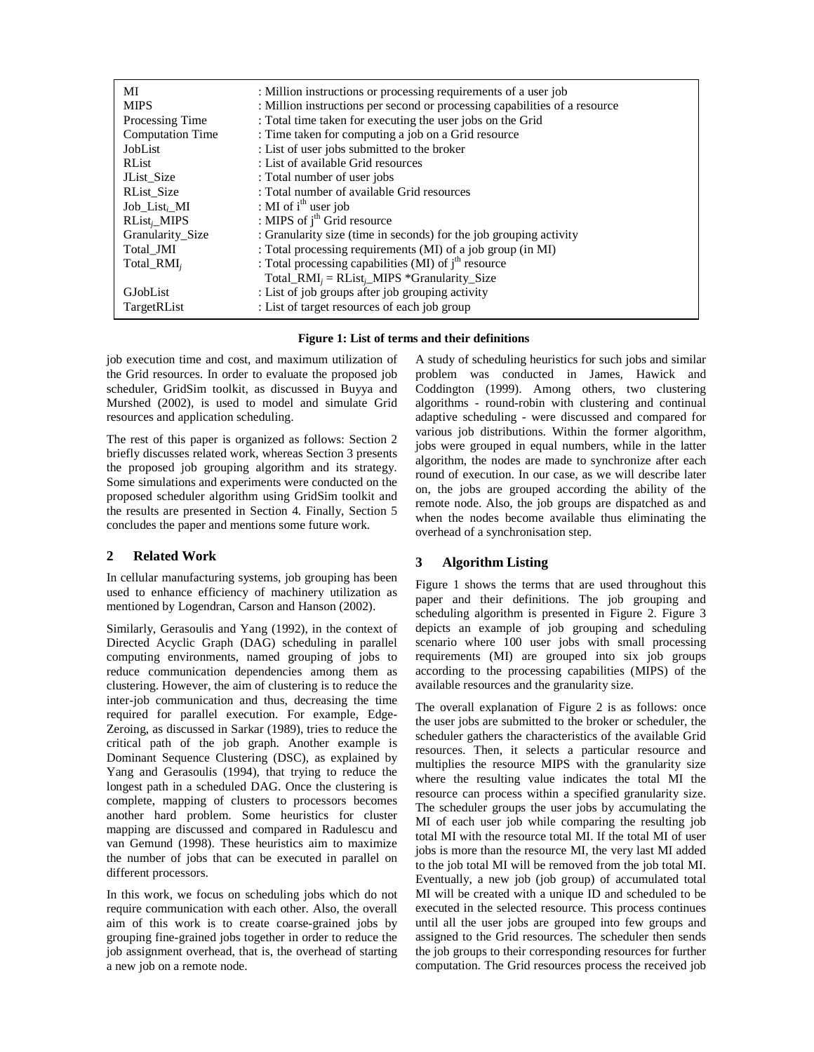| | |
|---|---|
| MI | : Million instructions or processing requirements of a user job |
| MIPS | : Million instructions per second or processing capabilities of a resource |
| Processing Time | : Total time taken for executing the user jobs on the Grid |
| Computation Time | : Time taken for computing a job on a Grid resource |
| JobList | : List of user jobs submitted to the broker |
| RList | : List of available Grid resources |
| JList_Size | : Total number of user jobs |
| RList_Size | : Total number of available Grid resources |
| $Job\_List_i\_MI$ | : MI of $i^{th}$ user job |
| $RList_j\_MIPS$ | : MIPS of $j^{th}$ Grid resource |
| Granularity_Size | : Granularity size (time in seconds) for the job grouping activity |
| Total_JMI | : Total processing requirements (MI) of a job group (in MI) |
| $Total\_RMI_j$ | : Total processing capabilities (MI) of $j^{th}$ resource $Total\_RMI_j = RList_j\_MIPS * Granularity\_Size$ |
| GJobList | : List of job groups after job grouping activity |
| TargetRList | : List of target resources of each job group |

**Figure 1: List of terms and their definitions**

job execution time and cost, and maximum utilization of the Grid resources. In order to evaluate the proposed job scheduler, GridSim toolkit, as discussed in Buyya and Murshed (2002), is used to model and simulate Grid resources and application scheduling.

The rest of this paper is organized as follows: Section 2 briefly discusses related work, whereas Section 3 presents the proposed job grouping algorithm and its strategy. Some simulations and experiments were conducted on the proposed scheduler algorithm using GridSim toolkit and the results are presented in Section 4. Finally, Section 5 concludes the paper and mentions some future work.

## 2 Related Work

In cellular manufacturing systems, job grouping has been used to enhance efficiency of machinery utilization as mentioned by Logendran, Carson and Hanson (2002).

Similarly, Gerasoulis and Yang (1992), in the context of Directed Acyclic Graph (DAG) scheduling in parallel computing environments, named grouping of jobs to reduce communication dependencies among them as clustering. However, the aim of clustering is to reduce the inter-job communication and thus, decreasing the time required for parallel execution. For example, Edge-Zeroing, as discussed in Sarkar (1989), tries to reduce the critical path of the job graph. Another example is Dominant Sequence Clustering (DSC), as explained by Yang and Gerasoulis (1994), that trying to reduce the longest path in a scheduled DAG. Once the clustering is complete, mapping of clusters to processors becomes another hard problem. Some heuristics for cluster mapping are discussed and compared in Radulescu and van Gemund (1998). These heuristics aim to maximize the number of jobs that can be executed in parallel on different processors.

In this work, we focus on scheduling jobs which do not require communication with each other. Also, the overall aim of this work is to create coarse-grained jobs by grouping fine-grained jobs together in order to reduce the job assignment overhead, that is, the overhead of starting a new job on a remote node.

A study of scheduling heuristics for such jobs and similar problem was conducted in James, Hawick and Coddington (1999). Among others, two clustering algorithms - round-robin with clustering and continual adaptive scheduling - were discussed and compared for various job distributions. Within the former algorithm, jobs were grouped in equal numbers, while in the latter algorithm, the nodes are made to synchronize after each round of execution. In our case, as we will describe later on, the jobs are grouped according the ability of the remote node. Also, the job groups are dispatched as and when the nodes become available thus eliminating the overhead of a synchronisation step.

## 3 Algorithm Listing

Figure 1 shows the terms that are used throughout this paper and their definitions. The job grouping and scheduling algorithm is presented in Figure 2. Figure 3 depicts an example of job grouping and scheduling scenario where 100 user jobs with small processing requirements (MI) are grouped into six job groups according to the processing capabilities (MIPS) of the available resources and the granularity size.

The overall explanation of Figure 2 is as follows: once the user jobs are submitted to the broker or scheduler, the scheduler gathers the characteristics of the available Grid resources. Then, it selects a particular resource and multiplies the resource MIPS with the granularity size where the resulting value indicates the total MI the resource can process within a specified granularity size. The scheduler groups the user jobs by accumulating the MI of each user job while comparing the resulting job total MI with the resource total MI. If the total MI of user jobs is more than the resource MI, the very last MI added to the job total MI will be removed from the job total MI. Eventually, a new job (job group) of accumulated total MI will be created with a unique ID and scheduled to be executed in the selected resource. This process continues until all the user jobs are grouped into few groups and assigned to the Grid resources. The scheduler then sends the job groups to their corresponding resources for further computation. The Grid resources process the received job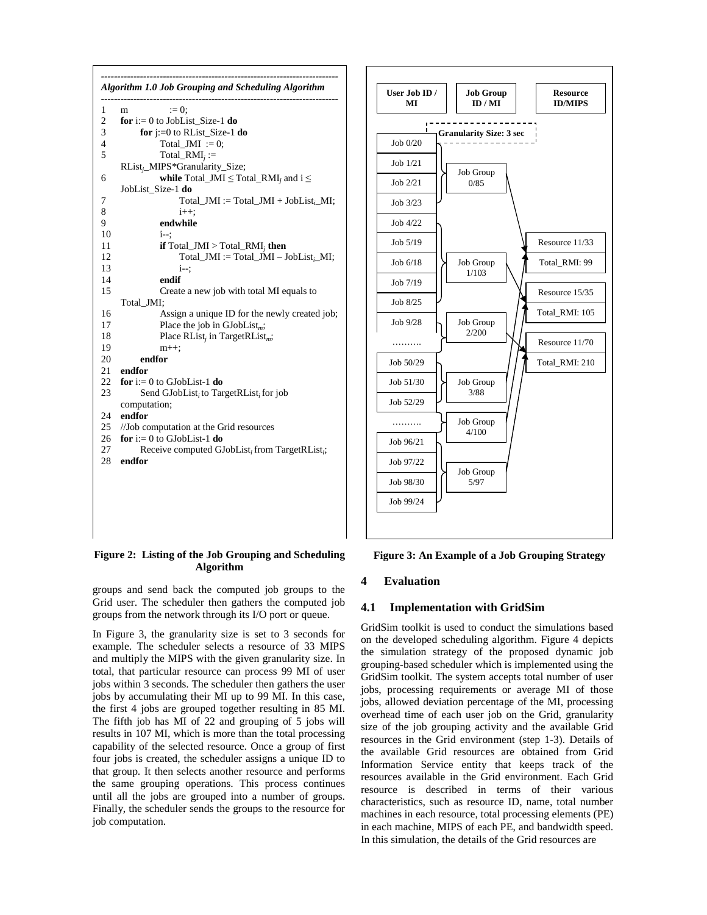```
---------------------------------------------------------------------
Algorithm 1.0 Job Grouping and Scheduling Algorithm
---------------------------------------------------------------------
1    m            := 0;
2    for i:= 0 to JobList_Size-1 do
3        for j:=0 to RList_Size-1 do
4            Total_JMI := 0;
5            Total_RMI_j :=
     RList_j_MIPS*Granularity_Size;
6            while Total_JMI ≤ Total_RMI_j and i ≤
     JobList_Size-1 do
7                Total_JMI := Total_JMI + JobList_i_MI;
8                i++;
9            endwhile
10           i--;
11           if Total_JMI > Total_RMI_j then
12               Total_JMI := Total_JMI – JobList_i_MI;
13               i--;
14           endif
15           Create a new job with total MI equals to
     Total_JMI;
16           Assign a unique ID for the newly created job;
17           Place the job in GJobList_m;
18           Place RList_j in TargetRList_m;
19           m++;
20       endfor
21   endfor
22   for i:= 0 to GJobList-1 do
23       Send GJobList_i to TargetRList_i for job
     computation;
24   endfor
25   //Job computation at the Grid resources
26   for i:= 0 to GJobList-1 do
27       Receive computed GJobList_i from TargetRList_i;
28   endfor
```

**Figure 2: Listing of the Job Grouping and Scheduling Algorithm**

groups and send back the computed job groups to the Grid user. The scheduler then gathers the computed job groups from the network through its I/O port or queue.

In Figure 3, the granularity size is set to 3 seconds for example. The scheduler selects a resource of 33 MIPS and multiply the MIPS with the given granularity size. In total, that particular resource can process 99 MI of user jobs within 3 seconds. The scheduler then gathers the user jobs by accumulating their MI up to 99 MI. In this case, the first 4 jobs are grouped together resulting in 85 MI. The fifth job has MI of 22 and grouping of 5 jobs will results in 107 MI, which is more than the total processing capability of the selected resource. Once a group of first four jobs is created, the scheduler assigns a unique ID to that group. It then selects another resource and performs the same grouping operations. This process continues until all the jobs are grouped into a number of groups. Finally, the scheduler sends the groups to the resource for job computation.

User Job ID / MI | Job Group ID / MI | Resource ID/MIPS

Granularity Size: 3 sec

Job 0/20, Job 1/21, Job 2/21, Job 3/23, Job 4/22, Job 5/19, Job 6/18, Job 7/19, Job 8/25, Job 9/28, ………., Job 50/29, Job 51/30, Job 52/29, ………., Job 96/21, Job 97/22, Job 98/30, Job 99/24

Job Group 0/85, Job Group 1/103, Job Group 2/200, Job Group 3/88, Job Group 4/100, Job Group 5/97

Resource 11/33 (Total_RMI: 99), Resource 15/35 (Total_RMI: 105), Resource 11/70 (Total_RMI: 210)

**Figure 3: An Example of a Job Grouping Strategy**

## 4 Evaluation

### 4.1 Implementation with GridSim

GridSim toolkit is used to conduct the simulations based on the developed scheduling algorithm. Figure 4 depicts the simulation strategy of the proposed dynamic job grouping-based scheduler which is implemented using the GridSim toolkit. The system accepts total number of user jobs, processing requirements or average MI of those jobs, allowed deviation percentage of the MI, processing overhead time of each user job on the Grid, granularity size of the job grouping activity and the available Grid resources in the Grid environment (step 1-3). Details of the available Grid resources are obtained from Grid Information Service entity that keeps track of the resources available in the Grid environment. Each Grid resource is described in terms of their various characteristics, such as resource ID, name, total number machines in each resource, total processing elements (PE) in each machine, MIPS of each PE, and bandwidth speed. In this simulation, the details of the Grid resources are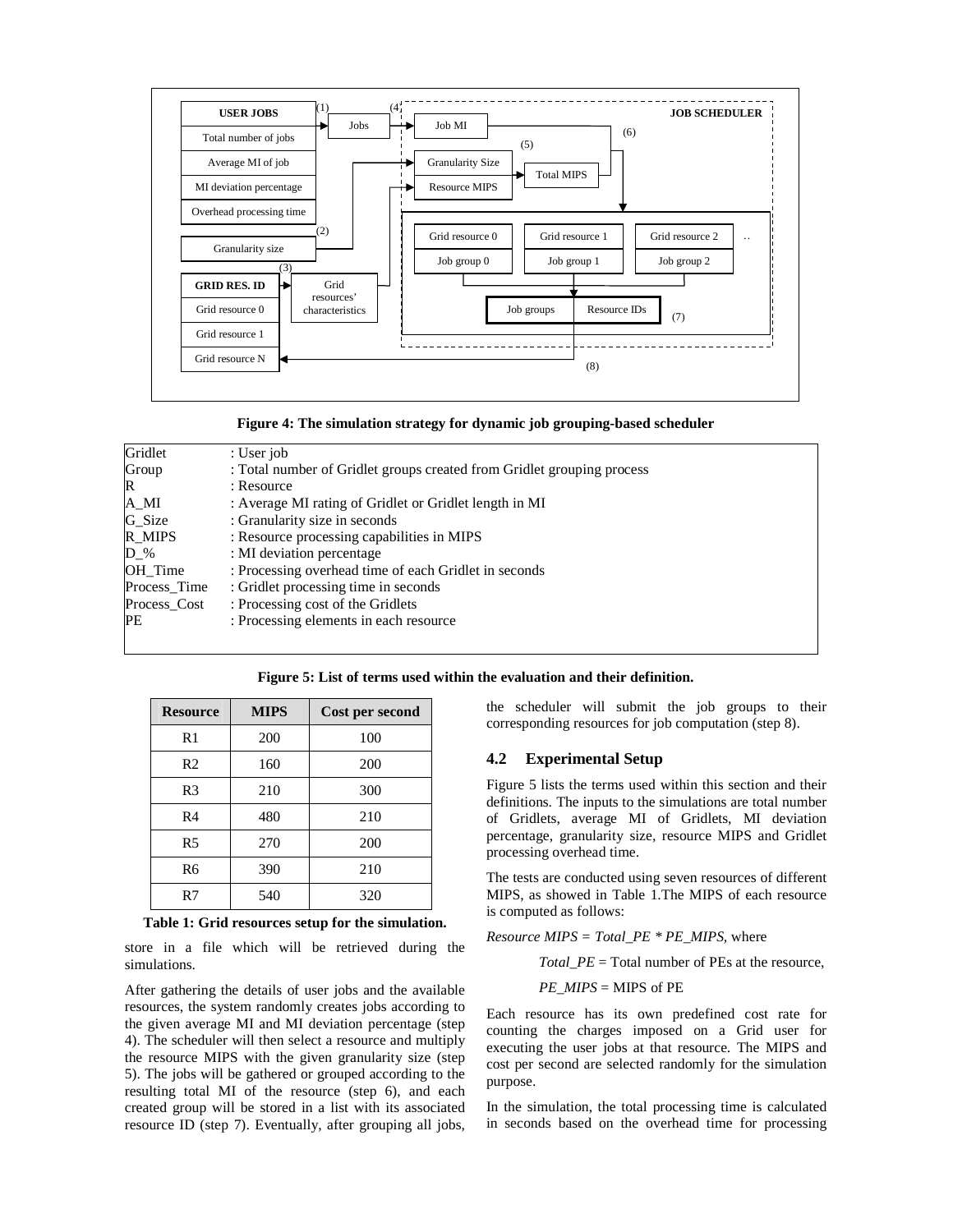**Figure 4: The simulation strategy for dynamic job grouping-based scheduler**

| | |
|---|---|
| Gridlet | : User job |
| Group | : Total number of Gridlet groups created from Gridlet grouping process |
| R | : Resource |
| A_MI | : Average MI rating of Gridlet or Gridlet length in MI |
| G_Size | : Granularity size in seconds |
| R_MIPS | : Resource processing capabilities in MIPS |
| D_% | : MI deviation percentage |
| OH_Time | : Processing overhead time of each Gridlet in seconds |
| Process_Time | : Gridlet processing time in seconds |
| Process_Cost | : Processing cost of the Gridlets |
| PE | : Processing elements in each resource |

**Figure 5: List of terms used within the evaluation and their definition.**

| Resource | MIPS | Cost per second |
|---|---|---|
| R1 | 200 | 100 |
| R2 | 160 | 200 |
| R3 | 210 | 300 |
| R4 | 480 | 210 |
| R5 | 270 | 200 |
| R6 | 390 | 210 |
| R7 | 540 | 320 |

**Table 1: Grid resources setup for the simulation.**

store in a file which will be retrieved during the simulations.

After gathering the details of user jobs and the available resources, the system randomly creates jobs according to the given average MI and MI deviation percentage (step 4). The scheduler will then select a resource and multiply the resource MIPS with the given granularity size (step 5). The jobs will be gathered or grouped according to the resulting total MI of the resource (step 6), and each created group will be stored in a list with its associated resource ID (step 7). Eventually, after grouping all jobs, the scheduler will submit the job groups to their corresponding resources for job computation (step 8).

### 4.2 Experimental Setup

Figure 5 lists the terms used within this section and their definitions. The inputs to the simulations are total number of Gridlets, average MI of Gridlets, MI deviation percentage, granularity size, resource MIPS and Gridlet processing overhead time.

The tests are conducted using seven resources of different MIPS, as showed in Table 1.The MIPS of each resource is computed as follows:

*Resource MIPS = Total_PE * PE_MIPS*, where

*Total_PE* = Total number of PEs at the resource,

*PE_MIPS* = MIPS of PE

Each resource has its own predefined cost rate for counting the charges imposed on a Grid user for executing the user jobs at that resource. The MIPS and cost per second are selected randomly for the simulation purpose.

In the simulation, the total processing time is calculated in seconds based on the overhead time for processing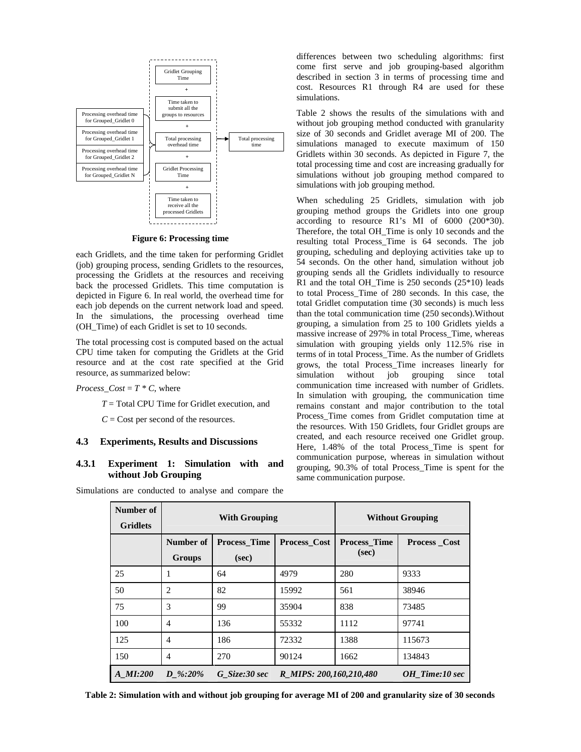Figure 6: Processing time

each Gridlets, and the time taken for performing Gridlet (job) grouping process, sending Gridlets to the resources, processing the Gridlets at the resources and receiving back the processed Gridlets. This time computation is depicted in Figure 6. In real world, the overhead time for each job depends on the current network load and speed. In the simulations, the processing overhead time (OH_Time) of each Gridlet is set to 10 seconds.

The total processing cost is computed based on the actual CPU time taken for computing the Gridlets at the Grid resource and at the cost rate specified at the Grid resource, as summarized below:

$Process\_Cost = T * C$, where

$T$ = Total CPU Time for Gridlet execution, and

$C$ = Cost per second of the resources.

### 4.3 Experiments, Results and Discussions

#### 4.3.1 Experiment 1: Simulation with and without Job Grouping

Simulations are conducted to analyse and compare the differences between two scheduling algorithms: first come first serve and job grouping-based algorithm described in section 3 in terms of processing time and cost. Resources R1 through R4 are used for these simulations.

Table 2 shows the results of the simulations with and without job grouping method conducted with granularity size of 30 seconds and Gridlet average MI of 200. The simulations managed to execute maximum of 150 Gridlets within 30 seconds. As depicted in Figure 7, the total processing time and cost are increasing gradually for simulations without job grouping method compared to simulations with job grouping method.

When scheduling 25 Gridlets, simulation with job grouping method groups the Gridlets into one group according to resource R1's MI of 6000 (200*30). Therefore, the total OH_Time is only 10 seconds and the resulting total Process_Time is 64 seconds. The job grouping, scheduling and deploying activities take up to 54 seconds. On the other hand, simulation without job grouping sends all the Gridlets individually to resource R1 and the total OH_Time is 250 seconds (25*10) leads to total Process_Time of 280 seconds. In this case, the total Gridlet computation time (30 seconds) is much less than the total communication time (250 seconds).Without grouping, a simulation from 25 to 100 Gridlets yields a massive increase of 297% in total Process_Time, whereas simulation with grouping yields only 112.5% rise in terms of in total Process_Time. As the number of Gridlets grows, the total Process_Time increases linearly for simulation without job grouping since total communication time increased with number of Gridlets. In simulation with grouping, the communication time remains constant and major contribution to the total Process_Time comes from Gridlet computation time at the resources. With 150 Gridlets, four Gridlet groups are created, and each resource received one Gridlet group. Here, 1.48% of the total Process_Time is spent for communication purpose, whereas in simulation without grouping, 90.3% of total Process_Time is spent for the same communication purpose.

| Number of Gridlets | With Grouping | | | Without Grouping | |
|---|---|---|---|---|---|
| | Number of Groups | Process_Time (sec) | Process_Cost | Process_Time (sec) | Process _Cost |
| 25 | 1 | 64 | 4979 | 280 | 9333 |
| 50 | 2 | 82 | 15992 | 561 | 38946 |
| 75 | 3 | 99 | 35904 | 838 | 73485 |
| 100 | 4 | 136 | 55332 | 1112 | 97741 |
| 125 | 4 | 186 | 72332 | 1388 | 115673 |
| 150 | 4 | 270 | 90124 | 1662 | 134843 |
| *A_MI:200* | *D_%:20%* | *G_Size:30 sec* | *R_MIPS: 200,160,210,480* | | *OH_Time:10 sec* |

**Table 2: Simulation with and without job grouping for average MI of 200 and granularity size of 30 seconds**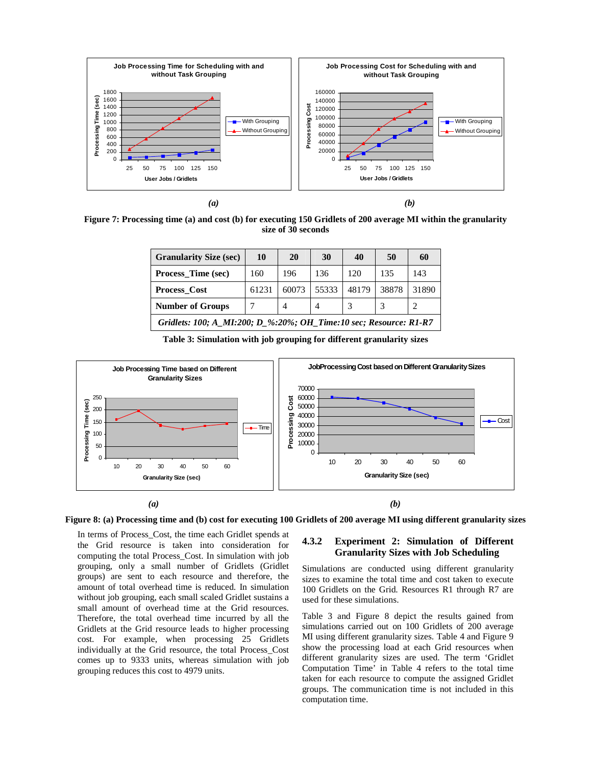**Figure 7: Processing time (a) and cost (b) for executing 150 Gridlets of 200 average MI within the granularity size of 30 seconds**

| Granularity Size (sec) | 10 | 20 | 30 | 40 | 50 | 60 |
|---|---|---|---|---|---|---|
| Process_Time (sec) | 160 | 196 | 136 | 120 | 135 | 143 |
| Process_Cost | 61231 | 60073 | 55333 | 48179 | 38878 | 31890 |
| Number of Groups | 7 | 4 | 4 | 3 | 3 | 2 |
| *Gridlets: 100; A_MI:200; D_%:20%; OH_Time:10 sec; Resource: R1-R7* | | | | | | |

**Table 3: Simulation with job grouping for different granularity sizes**

**Figure 8: (a) Processing time and (b) cost for executing 100 Gridlets of 200 average MI using different granularity sizes**

In terms of Process_Cost, the time each Gridlet spends at the Grid resource is taken into consideration for computing the total Process_Cost. In simulation with job grouping, only a small number of Gridlets (Gridlet groups) are sent to each resource and therefore, the amount of total overhead time is reduced. In simulation without job grouping, each small scaled Gridlet sustains a small amount of overhead time at the Grid resources. Therefore, the total overhead time incurred by all the Gridlets at the Grid resource leads to higher processing cost. For example, when processing 25 Gridlets individually at the Grid resource, the total Process_Cost comes up to 9333 units, whereas simulation with job grouping reduces this cost to 4979 units.

### 4.3.2 Experiment 2: Simulation of Different Granularity Sizes with Job Scheduling

Simulations are conducted using different granularity sizes to examine the total time and cost taken to execute 100 Gridlets on the Grid. Resources R1 through R7 are used for these simulations.

Table 3 and Figure 8 depict the results gained from simulations carried out on 100 Gridlets of 200 average MI using different granularity sizes. Table 4 and Figure 9 show the processing load at each Grid resources when different granularity sizes are used. The term 'Gridlet Computation Time' in Table 4 refers to the total time taken for each resource to compute the assigned Gridlet groups. The communication time is not included in this computation time.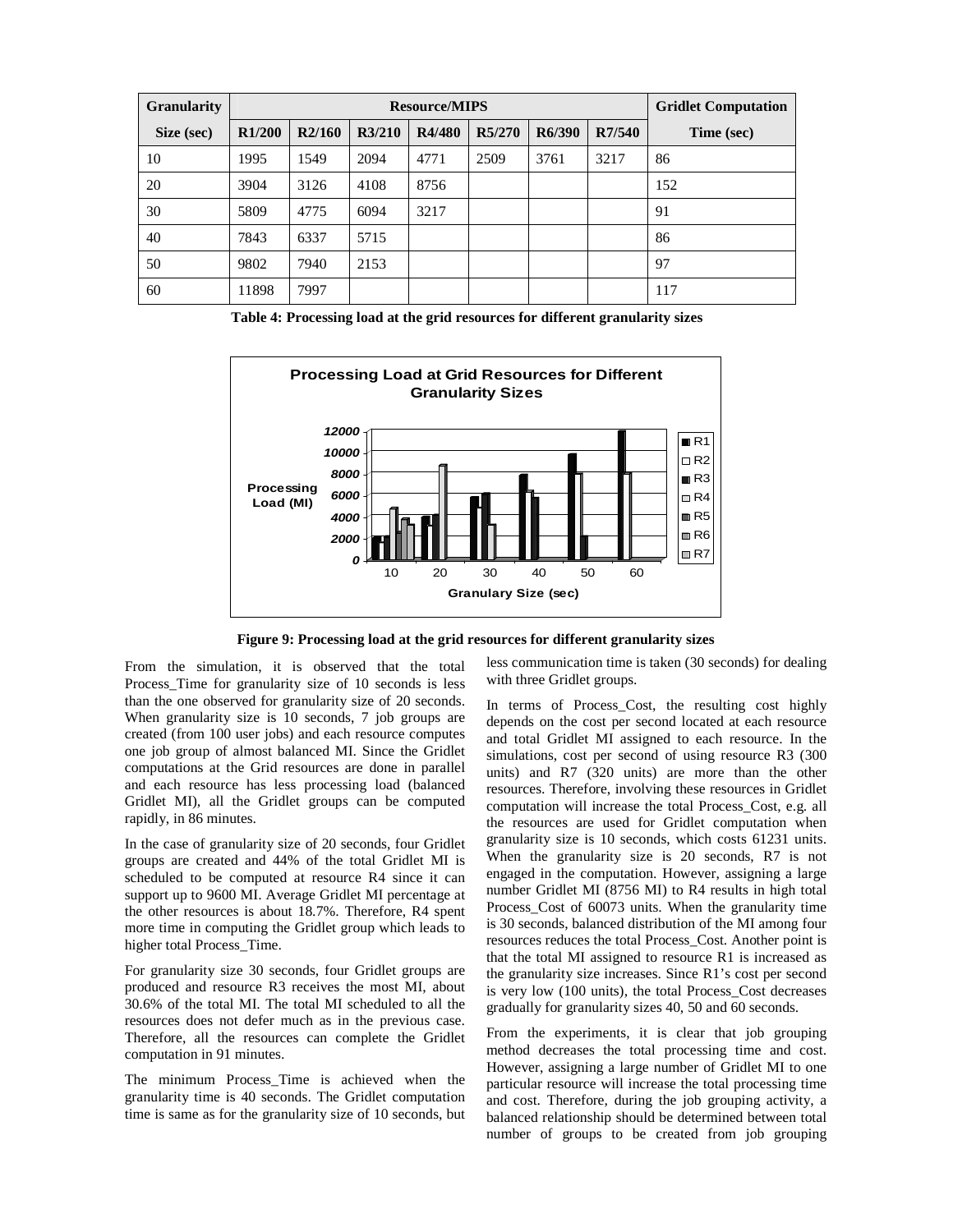| Granularity | Resource/MIPS | | | | | | | Gridlet Computation |
|---|---|---|---|---|---|---|---|---|
| Size (sec) | R1/200 | R2/160 | R3/210 | R4/480 | R5/270 | R6/390 | R7/540 | Time (sec) |
| 10 | 1995 | 1549 | 2094 | 4771 | 2509 | 3761 | 3217 | 86 |
| 20 | 3904 | 3126 | 4108 | 8756 | | | | 152 |
| 30 | 5809 | 4775 | 6094 | 3217 | | | | 91 |
| 40 | 7843 | 6337 | 5715 | | | | | 86 |
| 50 | 9802 | 7940 | 2153 | | | | | 97 |
| 60 | 11898 | 7997 | | | | | | 117 |

**Table 4: Processing load at the grid resources for different granularity sizes**

**Figure 9: Processing load at the grid resources for different granularity sizes**

From the simulation, it is observed that the total Process_Time for granularity size of 10 seconds is less than the one observed for granularity size of 20 seconds. When granularity size is 10 seconds, 7 job groups are created (from 100 user jobs) and each resource computes one job group of almost balanced MI. Since the Gridlet computations at the Grid resources are done in parallel and each resource has less processing load (balanced Gridlet MI), all the Gridlet groups can be computed rapidly, in 86 minutes.

In the case of granularity size of 20 seconds, four Gridlet groups are created and 44% of the total Gridlet MI is scheduled to be computed at resource R4 since it can support up to 9600 MI. Average Gridlet MI percentage at the other resources is about 18.7%. Therefore, R4 spent more time in computing the Gridlet group which leads to higher total Process_Time.

For granularity size 30 seconds, four Gridlet groups are produced and resource R3 receives the most MI, about 30.6% of the total MI. The total MI scheduled to all the resources does not defer much as in the previous case. Therefore, all the resources can complete the Gridlet computation in 91 minutes.

The minimum Process_Time is achieved when the granularity time is 40 seconds. The Gridlet computation time is same as for the granularity size of 10 seconds, but less communication time is taken (30 seconds) for dealing with three Gridlet groups.

In terms of Process_Cost, the resulting cost highly depends on the cost per second located at each resource and total Gridlet MI assigned to each resource. In the simulations, cost per second of using resource R3 (300 units) and R7 (320 units) are more than the other resources. Therefore, involving these resources in Gridlet computation will increase the total Process_Cost, e.g. all the resources are used for Gridlet computation when granularity size is 10 seconds, which costs 61231 units. When the granularity size is 20 seconds, R7 is not engaged in the computation. However, assigning a large number Gridlet MI (8756 MI) to R4 results in high total Process_Cost of 60073 units. When the granularity time is 30 seconds, balanced distribution of the MI among four resources reduces the total Process_Cost. Another point is that the total MI assigned to resource R1 is increased as the granularity size increases. Since R1's cost per second is very low (100 units), the total Process_Cost decreases gradually for granularity sizes 40, 50 and 60 seconds.

From the experiments, it is clear that job grouping method decreases the total processing time and cost. However, assigning a large number of Gridlet MI to one particular resource will increase the total processing time and cost. Therefore, during the job grouping activity, a balanced relationship should be determined between total number of groups to be created from job grouping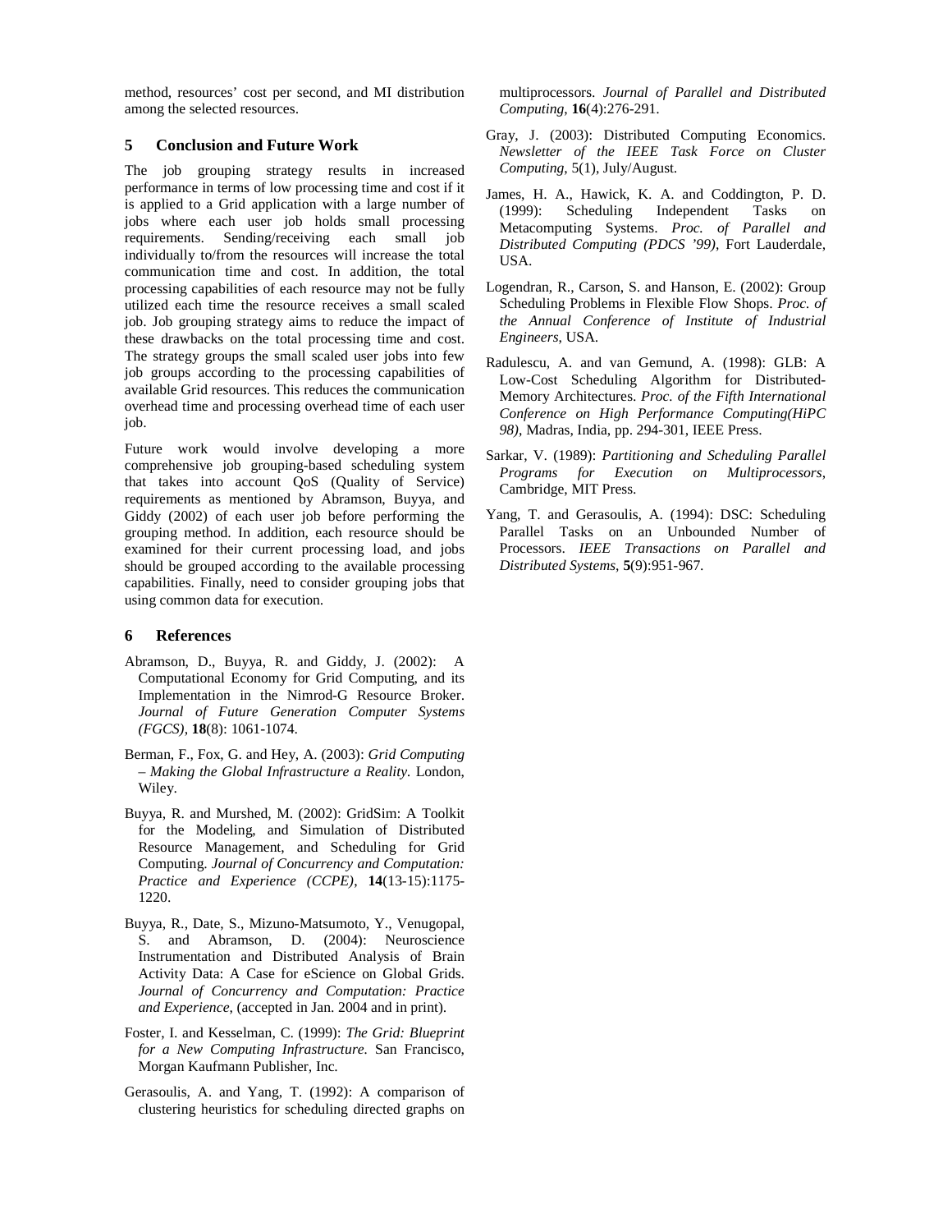method, resources' cost per second, and MI distribution among the selected resources.

## 5 Conclusion and Future Work

The job grouping strategy results in increased performance in terms of low processing time and cost if it is applied to a Grid application with a large number of jobs where each user job holds small processing requirements. Sending/receiving each small job individually to/from the resources will increase the total communication time and cost. In addition, the total processing capabilities of each resource may not be fully utilized each time the resource receives a small scaled job. Job grouping strategy aims to reduce the impact of these drawbacks on the total processing time and cost. The strategy groups the small scaled user jobs into few job groups according to the processing capabilities of available Grid resources. This reduces the communication overhead time and processing overhead time of each user job.

Future work would involve developing a more comprehensive job grouping-based scheduling system that takes into account QoS (Quality of Service) requirements as mentioned by Abramson, Buyya, and Giddy (2002) of each user job before performing the grouping method. In addition, each resource should be examined for their current processing load, and jobs should be grouped according to the available processing capabilities. Finally, need to consider grouping jobs that using common data for execution.

## 6 References

Abramson, D., Buyya, R. and Giddy, J. (2002): A Computational Economy for Grid Computing, and its Implementation in the Nimrod-G Resource Broker. *Journal of Future Generation Computer Systems (FGCS)*, **18**(8): 1061-1074.

Berman, F., Fox, G. and Hey, A. (2003): *Grid Computing – Making the Global Infrastructure a Reality.* London, Wiley.

Buyya, R. and Murshed, M. (2002): GridSim: A Toolkit for the Modeling, and Simulation of Distributed Resource Management, and Scheduling for Grid Computing. *Journal of Concurrency and Computation: Practice and Experience (CCPE)*, **14**(13-15):1175-1220.

Buyya, R., Date, S., Mizuno-Matsumoto, Y., Venugopal, S. and Abramson, D. (2004): Neuroscience Instrumentation and Distributed Analysis of Brain Activity Data: A Case for eScience on Global Grids. *Journal of Concurrency and Computation: Practice and Experience*, (accepted in Jan. 2004 and in print).

Foster, I. and Kesselman, C. (1999): *The Grid: Blueprint for a New Computing Infrastructure.* San Francisco, Morgan Kaufmann Publisher, Inc.

Gerasoulis, A. and Yang, T. (1992): A comparison of clustering heuristics for scheduling directed graphs on multiprocessors. *Journal of Parallel and Distributed Computing*, **16**(4):276-291.

Gray, J. (2003): Distributed Computing Economics. *Newsletter of the IEEE Task Force on Cluster Computing*, 5(1), July/August.

James, H. A., Hawick, K. A. and Coddington, P. D. (1999): Scheduling Independent Tasks on Metacomputing Systems. *Proc. of Parallel and Distributed Computing (PDCS '99)*, Fort Lauderdale, USA.

Logendran, R., Carson, S. and Hanson, E. (2002): Group Scheduling Problems in Flexible Flow Shops. *Proc. of the Annual Conference of Institute of Industrial Engineers*, USA.

Radulescu, A. and van Gemund, A. (1998): GLB: A Low-Cost Scheduling Algorithm for Distributed-Memory Architectures. *Proc. of the Fifth International Conference on High Performance Computing(HiPC 98)*, Madras, India, pp. 294-301, IEEE Press.

Sarkar, V. (1989): *Partitioning and Scheduling Parallel Programs for Execution on Multiprocessors*, Cambridge, MIT Press.

Yang, T. and Gerasoulis, A. (1994): DSC: Scheduling Parallel Tasks on an Unbounded Number of Processors. *IEEE Transactions on Parallel and Distributed Systems*, **5**(9):951-967.